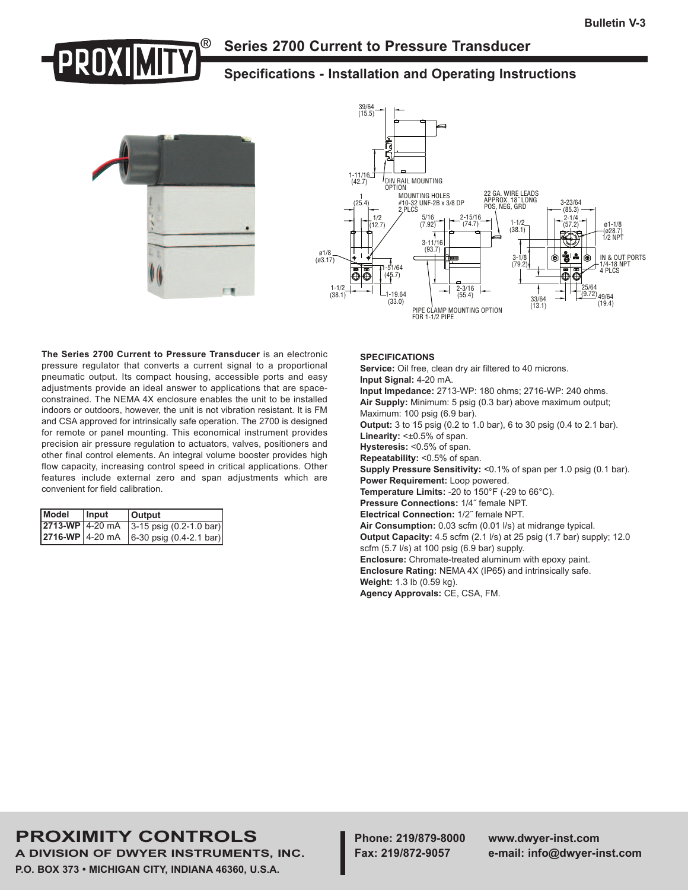Bulletin V-3

# Series 2700 Current to Pressure Transducer

## Specifications - Installation and Operating Instructions

**The Series 2700 Current to Pressure Transducer** is an electronic pressure regulator that converts a current signal to a proportional pneumatic output. Its compact housing, accessible ports and easy adjustments provide an ideal answer to applications that are space-constrained. The NEMA 4X enclosure enables the unit to be installed indoors or outdoors, however, the unit is not vibration resistant. It is FM and CSA approved for intrinsically safe operation. The 2700 is designed for remote or panel mounting. This economical instrument provides precision air pressure regulation to actuators, valves, positioners and other final control elements. An integral volume booster provides high flow capacity, increasing control speed in critical applications. Other features include external zero and span adjustments which are convenient for field calibration.

| Model | Input | Output |
|---|---|---|
| **2713-WP** | 4-20 mA | 3-15 psig (0.2-1.0 bar) |
| **2716-WP** | 4-20 mA | 6-30 psig (0.4-2.1 bar) |

### SPECIFICATIONS

**Service:** Oil free, clean dry air filtered to 40 microns.
**Input Signal:** 4-20 mA.
**Input Impedance:** 2713-WP: 180 ohms; 2716-WP: 240 ohms.
**Air Supply:** Minimum: 5 psig (0.3 bar) above maximum output; Maximum: 100 psig (6.9 bar).
**Output:** 3 to 15 psig (0.2 to 1.0 bar), 6 to 30 psig (0.4 to 2.1 bar).
**Linearity:** <±0.5% of span.
**Hysteresis:** <0.5% of span.
**Repeatability:** <0.5% of span.
**Supply Pressure Sensitivity:** <0.1% of span per 1.0 psig (0.1 bar).
**Power Requirement:** Loop powered.
**Temperature Limits:** -20 to 150°F (-29 to 66°C).
**Pressure Connections:** 1/4˝ female NPT.
**Electrical Connection:** 1/2˝ female NPT.
**Air Consumption:** 0.03 scfm (0.01 l/s) at midrange typical.
**Output Capacity:** 4.5 scfm (2.1 l/s) at 25 psig (1.7 bar) supply; 12.0 scfm (5.7 l/s) at 100 psig (6.9 bar) supply.
**Enclosure:** Chromate-treated aluminum with epoxy paint.
**Enclosure Rating:** NEMA 4X (IP65) and intrinsically safe.
**Weight:** 1.3 lb (0.59 kg).
**Agency Approvals:** CE, CSA, FM.

**PROXIMITY CONTROLS**
**A DIVISION OF DWYER INSTRUMENTS, INC.**
**P.O. BOX 373 • MICHIGAN CITY, INDIANA 46360, U.S.A.**

**Phone: 219/879-8000**
**Fax: 219/872-9057**

**www.dwyer-inst.com**
**e-mail: info@dwyer-inst.com**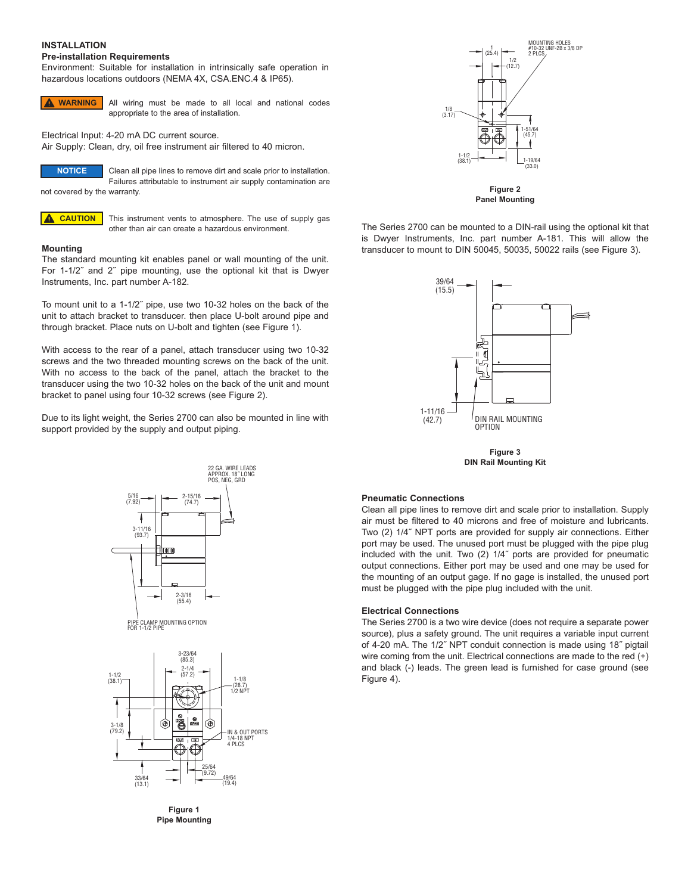## INSTALLATION

### Pre-installation Requirements

Environment: Suitable for installation in intrinsically safe operation in hazardous locations outdoors (NEMA 4X, CSA.ENC.4 & IP65).

**WARNING** All wiring must be made to all local and national codes appropriate to the area of installation.

Electrical Input: 4-20 mA DC current source.
Air Supply: Clean, dry, oil free instrument air filtered to 40 micron.

**NOTICE** Clean all pipe lines to remove dirt and scale prior to installation. Failures attributable to instrument air supply contamination are not covered by the warranty.

**CAUTION** This instrument vents to atmosphere. The use of supply gas other than air can create a hazardous environment.

### Mounting

The standard mounting kit enables panel or wall mounting of the unit. For 1-1/2˝ and 2˝ pipe mounting, use the optional kit that is Dwyer Instruments, Inc. part number A-182.

To mount unit to a 1-1/2˝ pipe, use two 10-32 holes on the back of the unit to attach bracket to transducer. then place U-bolt around pipe and through bracket. Place nuts on U-bolt and tighten (see Figure 1).

With access to the rear of a panel, attach transducer using two 10-32 screws and the two threaded mounting screws on the back of the unit. With no access to the back of the panel, attach the bracket to the transducer using the two 10-32 holes on the back of the unit and mount bracket to panel using four 10-32 screws (see Figure 2).

Due to its light weight, the Series 2700 can also be mounted in line with support provided by the supply and output piping.

**Figure 1**
**Pipe Mounting**

**Figure 2**
**Panel Mounting**

The Series 2700 can be mounted to a DIN-rail using the optional kit that is Dwyer Instruments, Inc. part number A-181. This will allow the transducer to mount to DIN 50045, 50035, 50022 rails (see Figure 3).

**Figure 3**
**DIN Rail Mounting Kit**

### Pneumatic Connections

Clean all pipe lines to remove dirt and scale prior to installation. Supply air must be filtered to 40 microns and free of moisture and lubricants. Two (2) 1/4˝ NPT ports are provided for supply air connections. Either port may be used. The unused port must be plugged with the pipe plug included with the unit. Two (2) 1/4˝ ports are provided for pneumatic output connections. Either port may be used and one may be used for the mounting of an output gage. If no gage is installed, the unused port must be plugged with the pipe plug included with the unit.

### Electrical Connections

The Series 2700 is a two wire device (does not require a separate power source), plus a safety ground. The unit requires a variable input current of 4-20 mA. The 1/2˝ NPT conduit connection is made using 18˝ pigtail wire coming from the unit. Electrical connections are made to the red (+) and black (-) leads. The green lead is furnished for case ground (see Figure 4).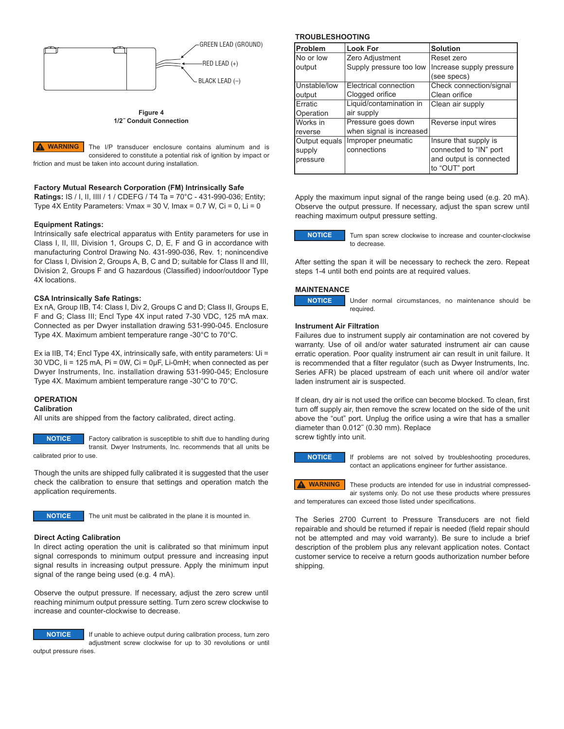GREEN LEAD (GROUND)

RED LEAD (+)

BLACK LEAD (–)

**Figure 4**
**1/2˝ Conduit Connection**

**⚠ WARNING** The I/P transducer enclosure contains aluminum and is considered to constitute a potential risk of ignition by impact or friction and must be taken into account during installation.

**Factory Mutual Research Corporation (FM) Intrinsically Safe Ratings:** IS / I, II, IIII / 1 / CDEFG / T4 Ta = 70°C - 431-990-036; Entity; Type 4X Entity Parameters: Vmax = 30 V, Imax = 0.7 W, Ci = 0, Li = 0

**Equipment Ratings:**
Intrinsically safe electrical apparatus with Entity parameters for use in Class I, II, III, Division 1, Groups C, D, E, F and G in accordance with manufacturing Control Drawing No. 431-990-036, Rev. 1; nonincendive for Class I, Division 2, Groups A, B, C and D; suitable for Class II and III, Division 2, Groups F and G hazardous (Classified) indoor/outdoor Type 4X locations.

**CSA Intrinsically Safe Ratings:**
Ex nA, Group IIB, T4: Class I, Div 2, Groups C and D; Class II, Groups E, F and G; Class III; Encl Type 4X input rated 7-30 VDC, 125 mA max. Connected as per Dwyer installation drawing 531-990-045. Enclosure Type 4X. Maximum ambient temperature range -30°C to 70°C.

Ex ia IIB, T4; Encl Type 4X, intrinsically safe, with entity parameters: Ui = 30 VDC, Ii = 125 mA, Pi = 0W, Ci = 0µF, Li-0mH; when connected as per Dwyer Instruments, Inc. installation drawing 531-990-045; Enclosure Type 4X. Maximum ambient temperature range -30°C to 70°C.

## OPERATION

### Calibration

All units are shipped from the factory calibrated, direct acting.

**NOTICE** Factory calibration is susceptible to shift due to handling during transit. Dwyer Instruments, Inc. recommends that all units be calibrated prior to use.

Though the units are shipped fully calibrated it is suggested that the user check the calibration to ensure that settings and operation match the application requirements.

**NOTICE** The unit must be calibrated in the plane it is mounted in.

### Direct Acting Calibration

In direct acting operation the unit is calibrated so that minimum input signal corresponds to minimum output pressure and increasing input signal results in increasing output pressure. Apply the minimum input signal of the range being used (e.g. 4 mA).

Observe the output pressure. If necessary, adjust the zero screw until reaching minimum output pressure setting. Turn zero screw clockwise to increase and counter-clockwise to decrease.

**NOTICE** If unable to achieve output during calibration process, turn zero adjustment screw clockwise for up to 30 revolutions or until output pressure rises.

## TROUBLESHOOTING

| Problem | Look For | Solution |
|---|---|---|
| No or low output | Zero Adjustment<br>Supply pressure too low | Reset zero<br>Increase supply pressure (see specs) |
| Unstable/low output | Electrical connection<br>Clogged orifice | Check connection/signal<br>Clean orifice |
| Erratic Operation | Liquid/contamination in air supply | Clean air supply |
| Works in reverse | Pressure goes down when signal is increased | Reverse input wires |
| Output equals supply pressure | Improper pneumatic connections | Insure that supply is connected to "IN" port and output is connected to "OUT" port |

Apply the maximum input signal of the range being used (e.g. 20 mA). Observe the output pressure. If necessary, adjust the span screw until reaching maximum output pressure setting.

**NOTICE** Turn span screw clockwise to increase and counter-clockwise to decrease.

After setting the span it will be necessary to recheck the zero. Repeat steps 1-4 until both end points are at required values.

## MAINTENANCE

**NOTICE** Under normal circumstances, no maintenance should be required.

### Instrument Air Filtration

Failures due to instrument supply air contamination are not covered by warranty. Use of oil and/or water saturated instrument air can cause erratic operation. Poor quality instrument air can result in unit failure. It is recommended that a filter regulator (such as Dwyer Instruments, Inc. Series AFR) be placed upstream of each unit where oil and/or water laden instrument air is suspected.

If clean, dry air is not used the orifice can become blocked. To clean, first turn off supply air, then remove the screw located on the side of the unit above the "out" port. Unplug the orifice using a wire that has a smaller diameter than 0.012˝ (0.30 mm). Replace
screw tightly into unit.

**NOTICE** If problems are not solved by troubleshooting procedures, contact an applications engineer for further assistance.

**⚠ WARNING** These products are intended for use in industrial compressed-air systems only. Do not use these products where pressures and temperatures can exceed those listed under specifications.

The Series 2700 Current to Pressure Transducers are not field repairable and should be returned if repair is needed (field repair should not be attempted and may void warranty). Be sure to include a brief description of the problem plus any relevant application notes. Contact customer service to receive a return goods authorization number before shipping.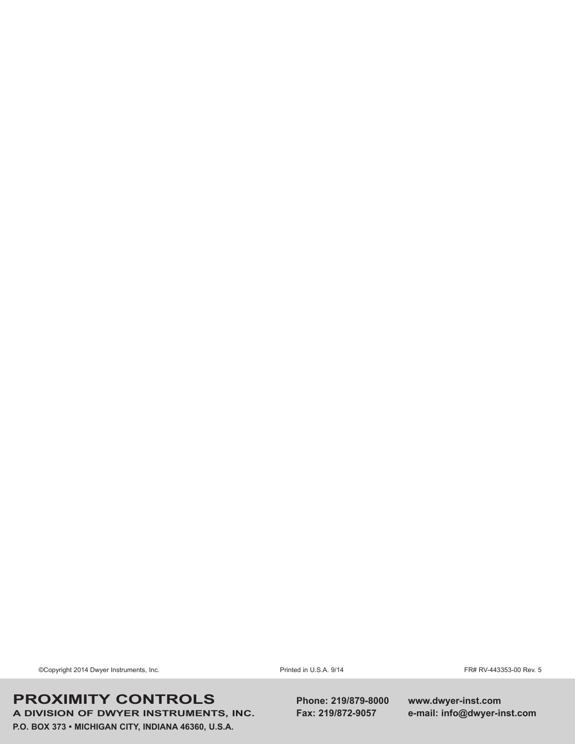©Copyright 2014 Dwyer Instruments, Inc.

Printed in U.S.A. 9/14

FR# RV-443353-00 Rev. 5

**PROXIMITY CONTROLS**

**A DIVISION OF DWYER INSTRUMENTS, INC.**

**P.O. BOX 373 • MICHIGAN CITY, INDIANA 46360, U.S.A.**

**Phone: 219/879-8000**

**Fax: 219/872-9057**

**www.dwyer-inst.com**

**e-mail: info@dwyer-inst.com**